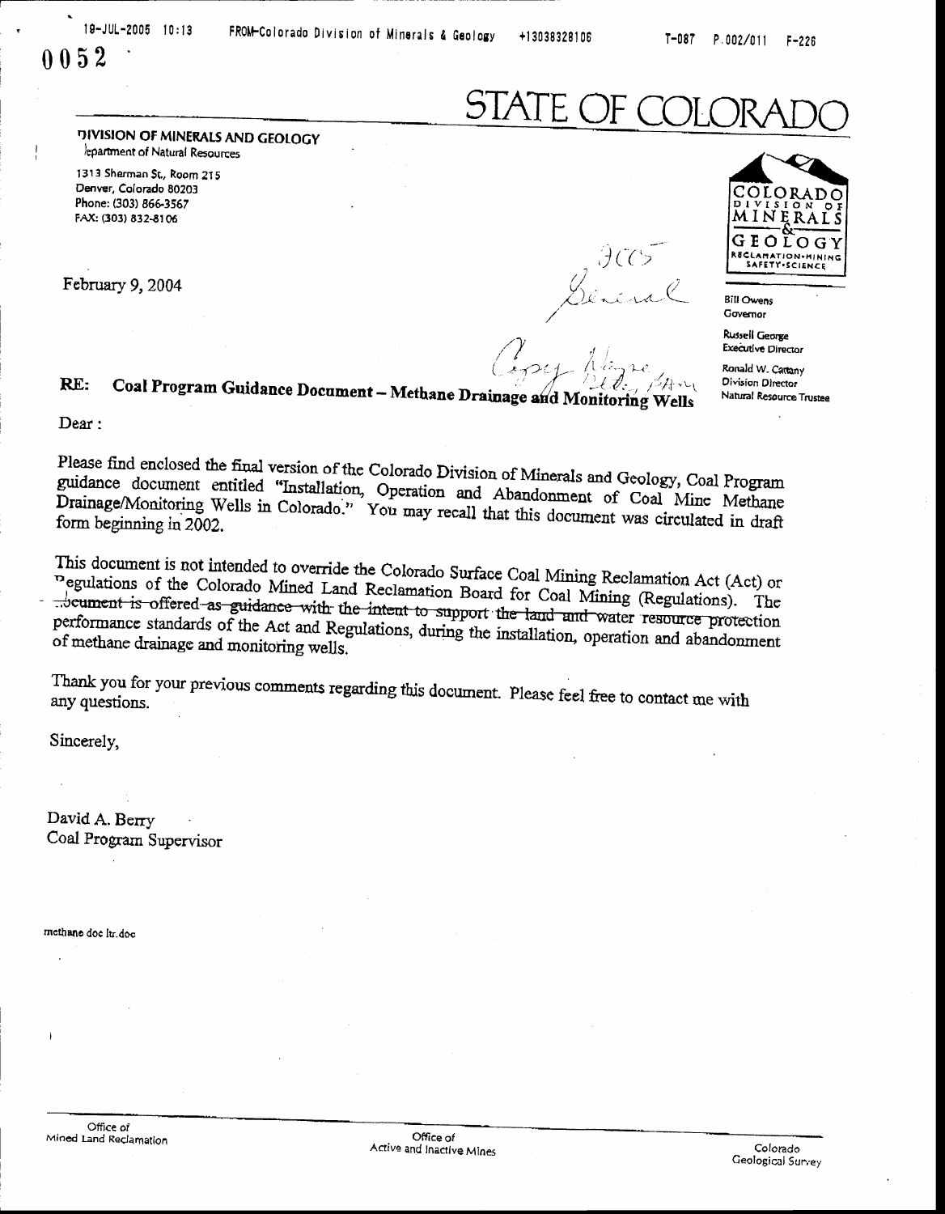# STATE OF COLORADO

**DIVISION OF MINERALS AND GEOLOGY**
Department of Natural Resources

1313 Sherman St., Room 215
Denver, Colorado 80203
Phone: (303) 866-3567
FAX: (303) 832-8106

COLORADO DIVISION OF MINERALS & GEOLOGY
RECLAMATION•MINING SAFETY•SCIENCE

Bill Owens
Governor

Russell George
Executive Director

Ronald W. Cattany
Division Director
Natural Resource Trustee

February 9, 2004

**RE: Coal Program Guidance Document – Methane Drainage and Monitoring Wells**

Dear :

Please find enclosed the final version of the Colorado Division of Minerals and Geology, Coal Program guidance document entitled "Installation, Operation and Abandonment of Coal Mine Methane Drainage/Monitoring Wells in Colorado." You may recall that this document was circulated in draft form beginning in 2002.

This document is not intended to override the Colorado Surface Coal Mining Reclamation Act (Act) or Regulations of the Colorado Mined Land Reclamation Board for Coal Mining (Regulations). The document is offered as guidance with the intent to support the land and water resource protection performance standards of the Act and Regulations, during the installation, operation and abandonment of methane drainage and monitoring wells.

Thank you for your previous comments regarding this document. Please feel free to contact me with any questions.

Sincerely,

David A. Berry
Coal Program Supervisor

methane doc ltr.doc

Office of Mined Land Reclamation | Office of Active and Inactive Mines | Colorado Geological Survey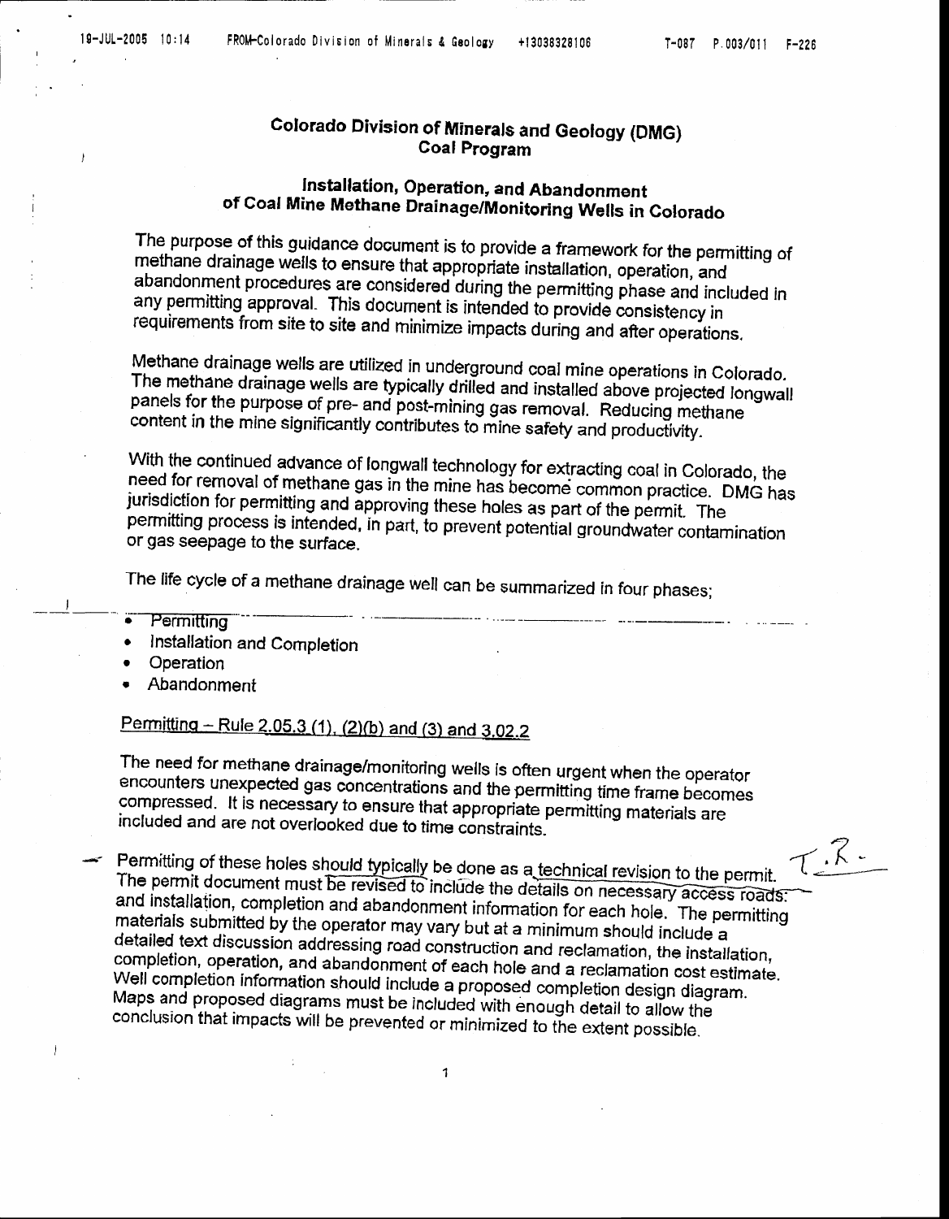# Colorado Division of Minerals and Geology (DMG)
## Coal Program

## Installation, Operation, and Abandonment of Coal Mine Methane Drainage/Monitoring Wells in Colorado

The purpose of this guidance document is to provide a framework for the permitting of methane drainage wells to ensure that appropriate installation, operation, and abandonment procedures are considered during the permitting phase and included in any permitting approval. This document is intended to provide consistency in requirements from site to site and minimize impacts during and after operations.

Methane drainage wells are utilized in underground coal mine operations in Colorado. The methane drainage wells are typically drilled and installed above projected longwall panels for the purpose of pre- and post-mining gas removal. Reducing methane content in the mine significantly contributes to mine safety and productivity.

With the continued advance of longwall technology for extracting coal in Colorado, the need for removal of methane gas in the mine has become common practice. DMG has jurisdiction for permitting and approving these holes as part of the permit. The permitting process is intended, in part, to prevent potential groundwater contamination or gas seepage to the surface.

The life cycle of a methane drainage well can be summarized in four phases;

- Permitting
- Installation and Completion
- Operation
- Abandonment

### Permitting – Rule 2.05.3 (1), (2)(b) and (3) and 3.02.2

The need for methane drainage/monitoring wells is often urgent when the operator encounters unexpected gas concentrations and the permitting time frame becomes compressed. It is necessary to ensure that appropriate permitting materials are included and are not overlooked due to time constraints.

Permitting of these holes should typically be done as a technical revision to the permit. The permit document must be revised to include the details on necessary access roads and installation, completion and abandonment information for each hole. The permitting materials submitted by the operator may vary but at a minimum should include a detailed text discussion addressing road construction and reclamation, the installation, completion, operation, and abandonment of each hole and a reclamation cost estimate. Well completion information should include a proposed completion design diagram. Maps and proposed diagrams must be included with enough detail to allow the conclusion that impacts will be prevented or minimized to the extent possible.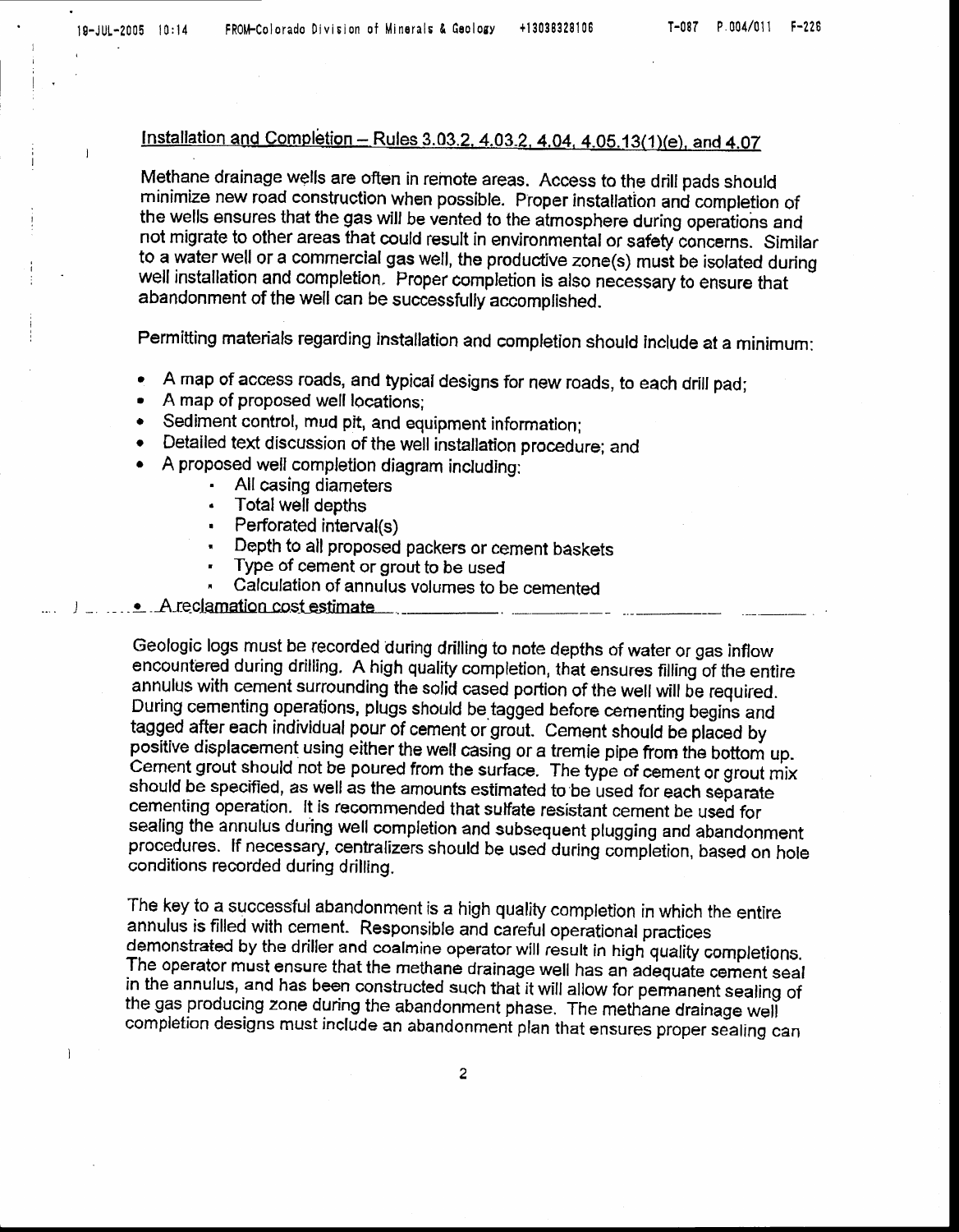## Installation and Completion – Rules 3.03.2, 4.03.2, 4.04, 4.05.13(1)(e), and 4.07

Methane drainage wells are often in remote areas. Access to the drill pads should minimize new road construction when possible. Proper installation and completion of the wells ensures that the gas will be vented to the atmosphere during operations and not migrate to other areas that could result in environmental or safety concerns. Similar to a water well or a commercial gas well, the productive zone(s) must be isolated during well installation and completion. Proper completion is also necessary to ensure that abandonment of the well can be successfully accomplished.

Permitting materials regarding installation and completion should include at a minimum:

- A map of access roads, and typical designs for new roads, to each drill pad;
- A map of proposed well locations;
- Sediment control, mud pit, and equipment information;
- Detailed text discussion of the well installation procedure; and
- A proposed well completion diagram including:
  - All casing diameters
  - Total well depths
  - Perforated interval(s)
  - Depth to all proposed packers or cement baskets
  - Type of cement or grout to be used
  - Calculation of annulus volumes to be cemented
- A reclamation cost estimate

Geologic logs must be recorded during drilling to note depths of water or gas inflow encountered during drilling. A high quality completion, that ensures filling of the entire annulus with cement surrounding the solid cased portion of the well will be required. During cementing operations, plugs should be tagged before cementing begins and tagged after each individual pour of cement or grout. Cement should be placed by positive displacement using either the well casing or a tremie pipe from the bottom up. Cement grout should not be poured from the surface. The type of cement or grout mix should be specified, as well as the amounts estimated to be used for each separate cementing operation. It is recommended that sulfate resistant cement be used for sealing the annulus during well completion and subsequent plugging and abandonment procedures. If necessary, centralizers should be used during completion, based on hole conditions recorded during drilling.

The key to a successful abandonment is a high quality completion in which the entire annulus is filled with cement. Responsible and careful operational practices demonstrated by the driller and coalmine operator will result in high quality completions. The operator must ensure that the methane drainage well has an adequate cement seal in the annulus, and has been constructed such that it will allow for permanent sealing of the gas producing zone during the abandonment phase. The methane drainage well completion designs must include an abandonment plan that ensures proper sealing can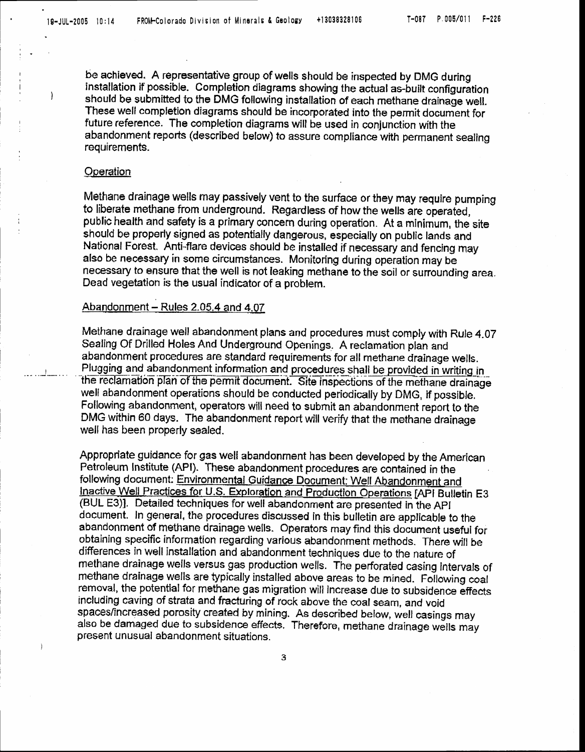be achieved. A representative group of wells should be inspected by DMG during installation if possible. Completion diagrams showing the actual as-built configuration should be submitted to the DMG following installation of each methane drainage well. These well completion diagrams should be incorporated into the permit document for future reference. The completion diagrams will be used in conjunction with the abandonment reports (described below) to assure compliance with permanent sealing requirements.

## Operation

Methane drainage wells may passively vent to the surface or they may require pumping to liberate methane from underground. Regardless of how the wells are operated, public health and safety is a primary concern during operation. At a minimum, the site should be properly signed as potentially dangerous, especially on public lands and National Forest. Anti-flare devices should be installed if necessary and fencing may also be necessary in some circumstances. Monitoring during operation may be necessary to ensure that the well is not leaking methane to the soil or surrounding area. Dead vegetation is the usual indicator of a problem.

## Abandonment – Rules 2.05.4 and 4.07

Methane drainage well abandonment plans and procedures must comply with Rule 4.07 Sealing Of Drilled Holes And Underground Openings. A reclamation plan and abandonment procedures are standard requirements for all methane drainage wells. Plugging and abandonment information and procedures shall be provided in writing in the reclamation plan of the permit document. Site inspections of the methane drainage well abandonment operations should be conducted periodically by DMG, if possible. Following abandonment, operators will need to submit an abandonment report to the DMG within 60 days. The abandonment report will verify that the methane drainage well has been properly sealed.

Appropriate guidance for gas well abandonment has been developed by the American Petroleum Institute (API). These abandonment procedures are contained in the following document: Environmental Guidance Document: Well Abandonment and Inactive Well Practices for U.S. Exploration and Production Operations [API Bulletin E3 (BUL E3)]. Detailed techniques for well abandonment are presented in the API document. In general, the procedures discussed in this bulletin are applicable to the abandonment of methane drainage wells. Operators may find this document useful for obtaining specific information regarding various abandonment methods. There will be differences in well installation and abandonment techniques due to the nature of methane drainage wells versus gas production wells. The perforated casing intervals of methane drainage wells are typically installed above areas to be mined. Following coal removal, the potential for methane gas migration will increase due to subsidence effects including caving of strata and fracturing of rock above the coal seam, and void spaces/increased porosity created by mining. As described below, well casings may also be damaged due to subsidence effects. Therefore, methane drainage wells may present unusual abandonment situations.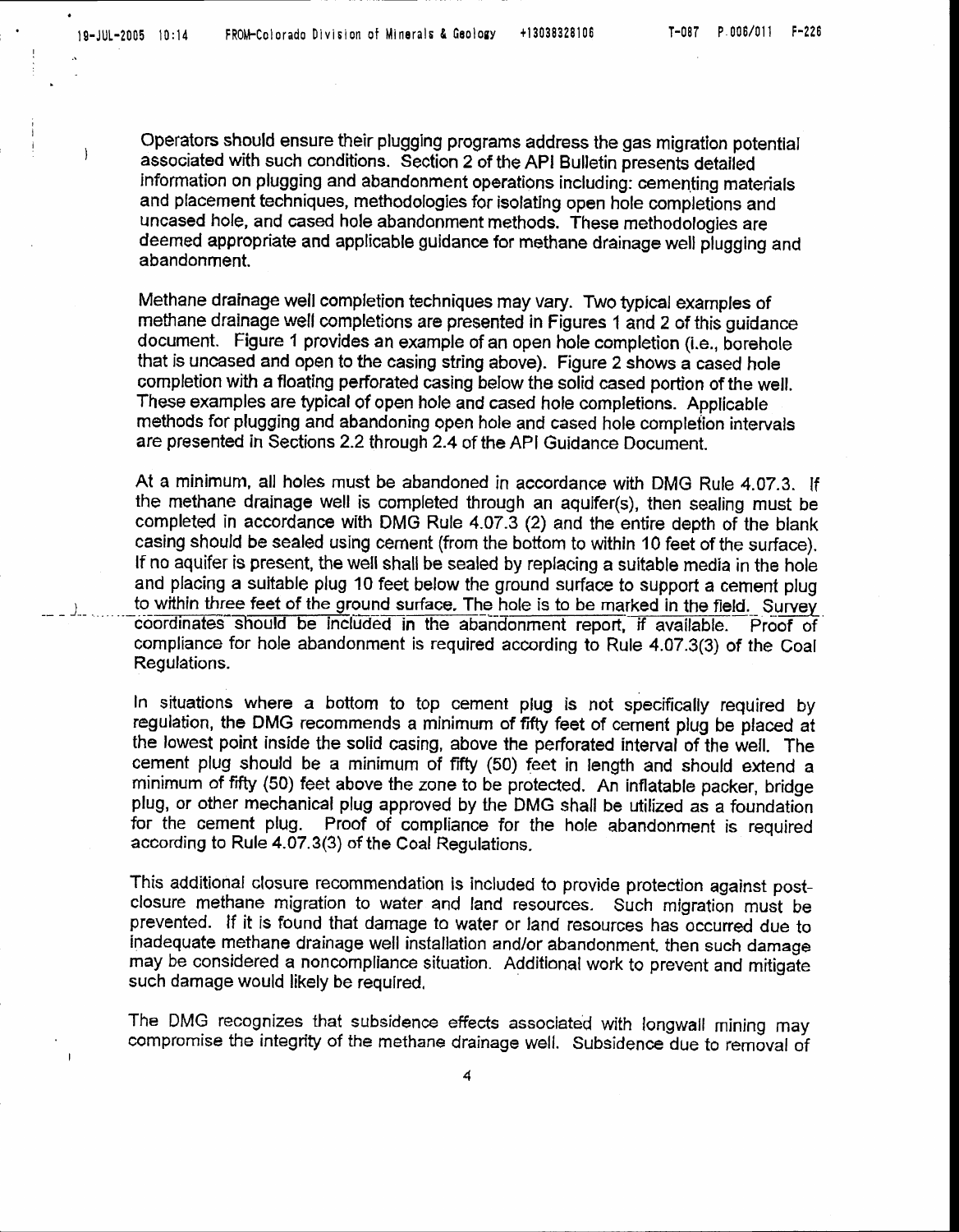Operators should ensure their plugging programs address the gas migration potential associated with such conditions. Section 2 of the API Bulletin presents detailed information on plugging and abandonment operations including: cementing materials and placement techniques, methodologies for isolating open hole completions and uncased hole, and cased hole abandonment methods. These methodologies are deemed appropriate and applicable guidance for methane drainage well plugging and abandonment.

Methane drainage well completion techniques may vary. Two typical examples of methane drainage well completions are presented in Figures 1 and 2 of this guidance document. Figure 1 provides an example of an open hole completion (i.e., borehole that is uncased and open to the casing string above). Figure 2 shows a cased hole completion with a floating perforated casing below the solid cased portion of the well. These examples are typical of open hole and cased hole completions. Applicable methods for plugging and abandoning open hole and cased hole completion intervals are presented in Sections 2.2 through 2.4 of the API Guidance Document.

At a minimum, all holes must be abandoned in accordance with DMG Rule 4.07.3. If the methane drainage well is completed through an aquifer(s), then sealing must be completed in accordance with DMG Rule 4.07.3 (2) and the entire depth of the blank casing should be sealed using cement (from the bottom to within 10 feet of the surface). If no aquifer is present, the well shall be sealed by replacing a suitable media in the hole and placing a suitable plug 10 feet below the ground surface to support a cement plug to within three feet of the ground surface. The hole is to be marked in the field. Survey coordinates should be included in the abandonment report, if available. Proof of compliance for hole abandonment is required according to Rule 4.07.3(3) of the Coal Regulations.

In situations where a bottom to top cement plug is not specifically required by regulation, the DMG recommends a minimum of fifty feet of cement plug be placed at the lowest point inside the solid casing, above the perforated interval of the well. The cement plug should be a minimum of fifty (50) feet in length and should extend a minimum of fifty (50) feet above the zone to be protected. An inflatable packer, bridge plug, or other mechanical plug approved by the DMG shall be utilized as a foundation for the cement plug. Proof of compliance for the hole abandonment is required according to Rule 4.07.3(3) of the Coal Regulations.

This additional closure recommendation is included to provide protection against post-closure methane migration to water and land resources. Such migration must be prevented. If it is found that damage to water or land resources has occurred due to inadequate methane drainage well installation and/or abandonment, then such damage may be considered a noncompliance situation. Additional work to prevent and mitigate such damage would likely be required.

The DMG recognizes that subsidence effects associated with longwall mining may compromise the integrity of the methane drainage well. Subsidence due to removal of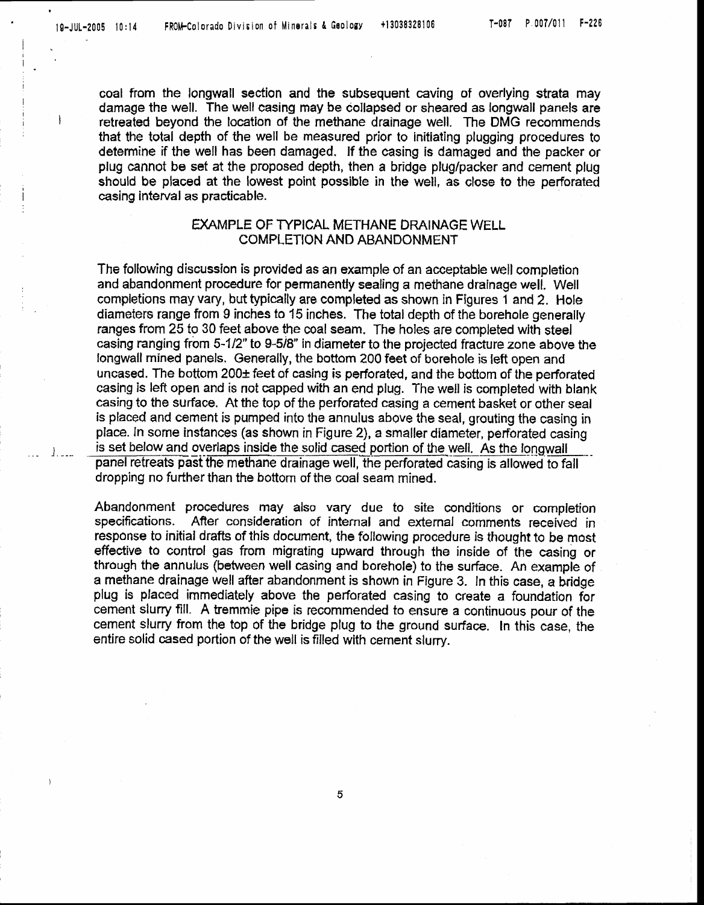coal from the longwall section and the subsequent caving of overlying strata may damage the well. The well casing may be collapsed or sheared as longwall panels are retreated beyond the location of the methane drainage well. The DMG recommends that the total depth of the well be measured prior to initiating plugging procedures to determine if the well has been damaged. If the casing is damaged and the packer or plug cannot be set at the proposed depth, then a bridge plug/packer and cement plug should be placed at the lowest point possible in the well, as close to the perforated casing interval as practicable.

## EXAMPLE OF TYPICAL METHANE DRAINAGE WELL COMPLETION AND ABANDONMENT

The following discussion is provided as an example of an acceptable well completion and abandonment procedure for permanently sealing a methane drainage well. Well completions may vary, but typically are completed as shown in Figures 1 and 2. Hole diameters range from 9 inches to 15 inches. The total depth of the borehole generally ranges from 25 to 30 feet above the coal seam. The holes are completed with steel casing ranging from 5-1/2" to 9-5/8" in diameter to the projected fracture zone above the longwall mined panels. Generally, the bottom 200 feet of borehole is left open and uncased. The bottom 200± feet of casing is perforated, and the bottom of the perforated casing is left open and is not capped with an end plug. The well is completed with blank casing to the surface. At the top of the perforated casing a cement basket or other seal is placed and cement is pumped into the annulus above the seal, grouting the casing in place. In some instances (as shown in Figure 2), a smaller diameter, perforated casing is set below and overlaps inside the solid cased portion of the well. As the longwall panel retreats past the methane drainage well, the perforated casing is allowed to fall dropping no further than the bottom of the coal seam mined.

Abandonment procedures may also vary due to site conditions or completion specifications. After consideration of internal and external comments received in response to initial drafts of this document, the following procedure is thought to be most effective to control gas from migrating upward through the inside of the casing or through the annulus (between well casing and borehole) to the surface. An example of a methane drainage well after abandonment is shown in Figure 3. In this case, a bridge plug is placed immediately above the perforated casing to create a foundation for cement slurry fill. A tremmie pipe is recommended to ensure a continuous pour of the cement slurry from the top of the bridge plug to the ground surface. In this case, the entire solid cased portion of the well is filled with cement slurry.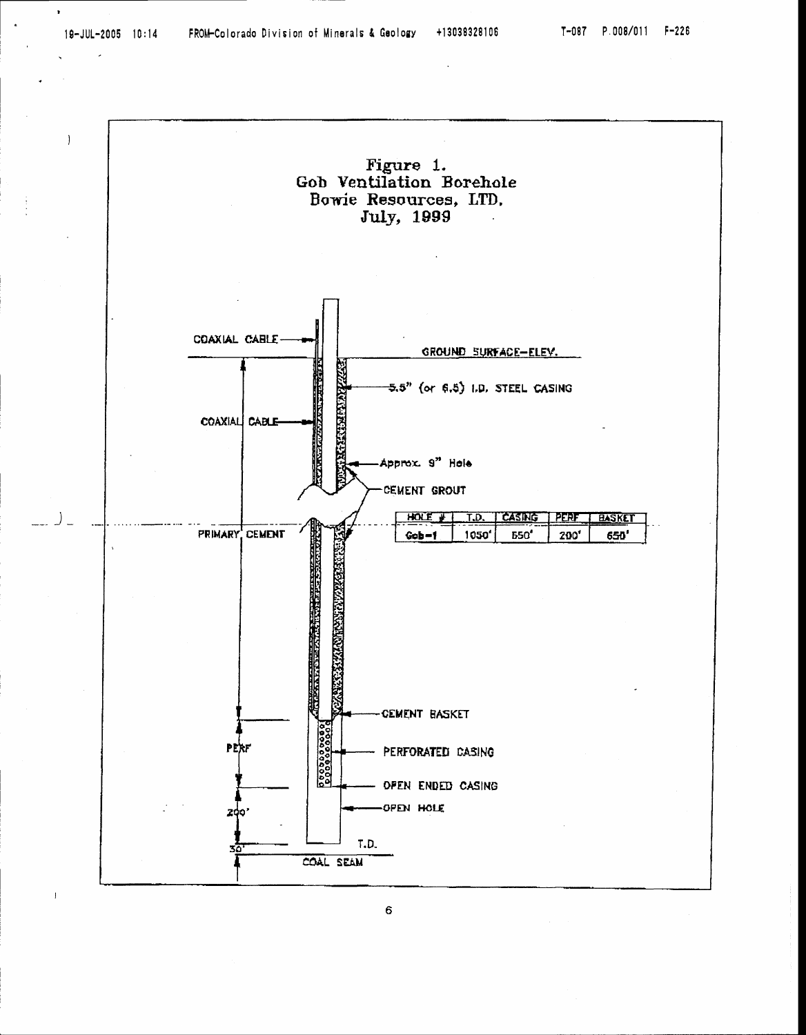# Figure 1.
## Gob Ventilation Borehole
## Bowie Resources, LTD.
## July, 1999

COAXIAL CABLE

GROUND SURFACE–ELEV.

5.5" (or 6.5) I.D. STEEL CASING

COAXIAL CABLE

Approx. 9" Hole

CEMENT GROUT

| HOLE # | T.D. | CASING | PERF | BASKET |
|---|---|---|---|---|
| Gob-1 | 1050' | 550' | 200' | 650' |

PRIMARY CEMENT

CEMENT BASKET

PERF

PERFORATED CASING

OPEN ENDED CASING

OPEN HOLE

200'

30'

T.D.

COAL SEAM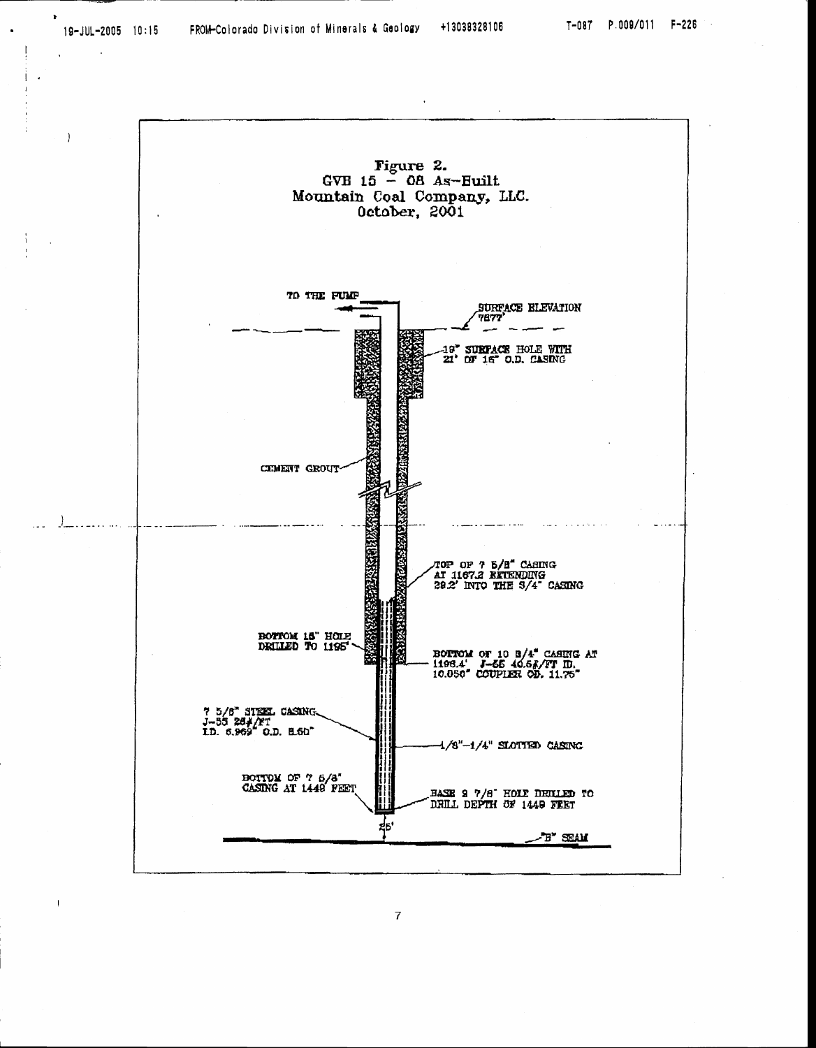Figure 2.
GVB 15 – 08 As-Built
Mountain Coal Company, LLC.
October, 2001

TO THE PUMP

SURFACE ELEVATION 7877'

19" SURFACE HOLE WITH 21' OF 16" O.D. CASING

CEMENT GROUT

TOP OF 7 5/8" CASING AT 1167.2 EXTENDING 29.2' INTO THE 3/4" CASING

BOTTOM 15" HOLE DRILLED TO 1195'

BOTTOM OF 10 3/4" CASING AT 1196.4' J-55 40.5#/FT ID. 10.050" COUPLER OD. 11.75"

7 5/8" STEEL CASING J-55 26#/FT I.D. 6.969" O.D. 8.50"

1/8"-1/4" SLOTTED CASING

BOTTOM OF 7 5/8" CASING AT 1449 FEET

BASE 9 7/8" HOLE DRILLED TO DRILL DEPTH OF 1449 FEET

25'

"B" SEAM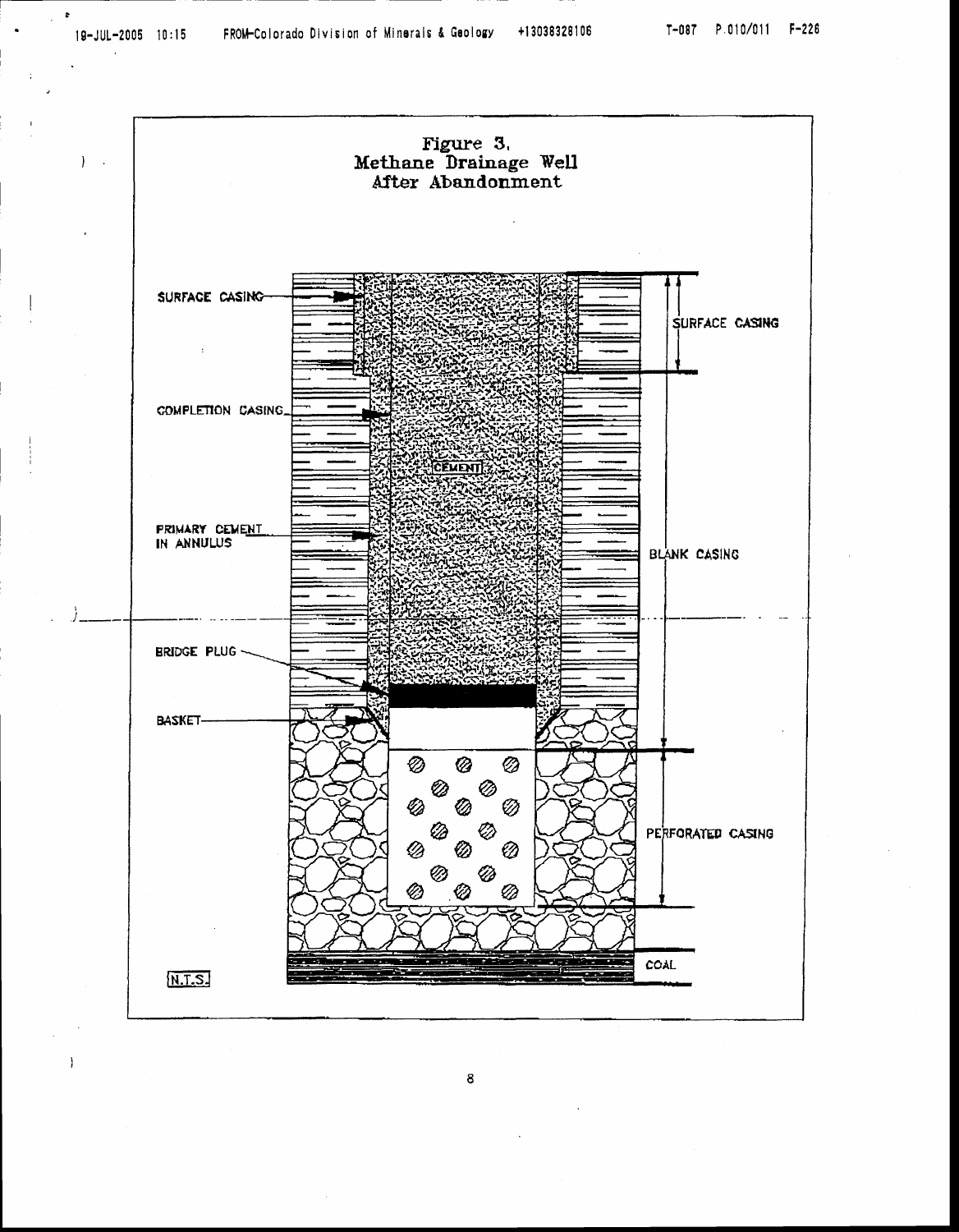Figure 3.
Methane Drainage Well
After Abandonment

SURFACE CASING

SURFACE CASING

COMPLETION CASING

CEMENT

PRIMARY CEMENT IN ANNULUS

BLANK CASING

BRIDGE PLUG

BASKET

PERFORATED CASING

COAL

N.T.S.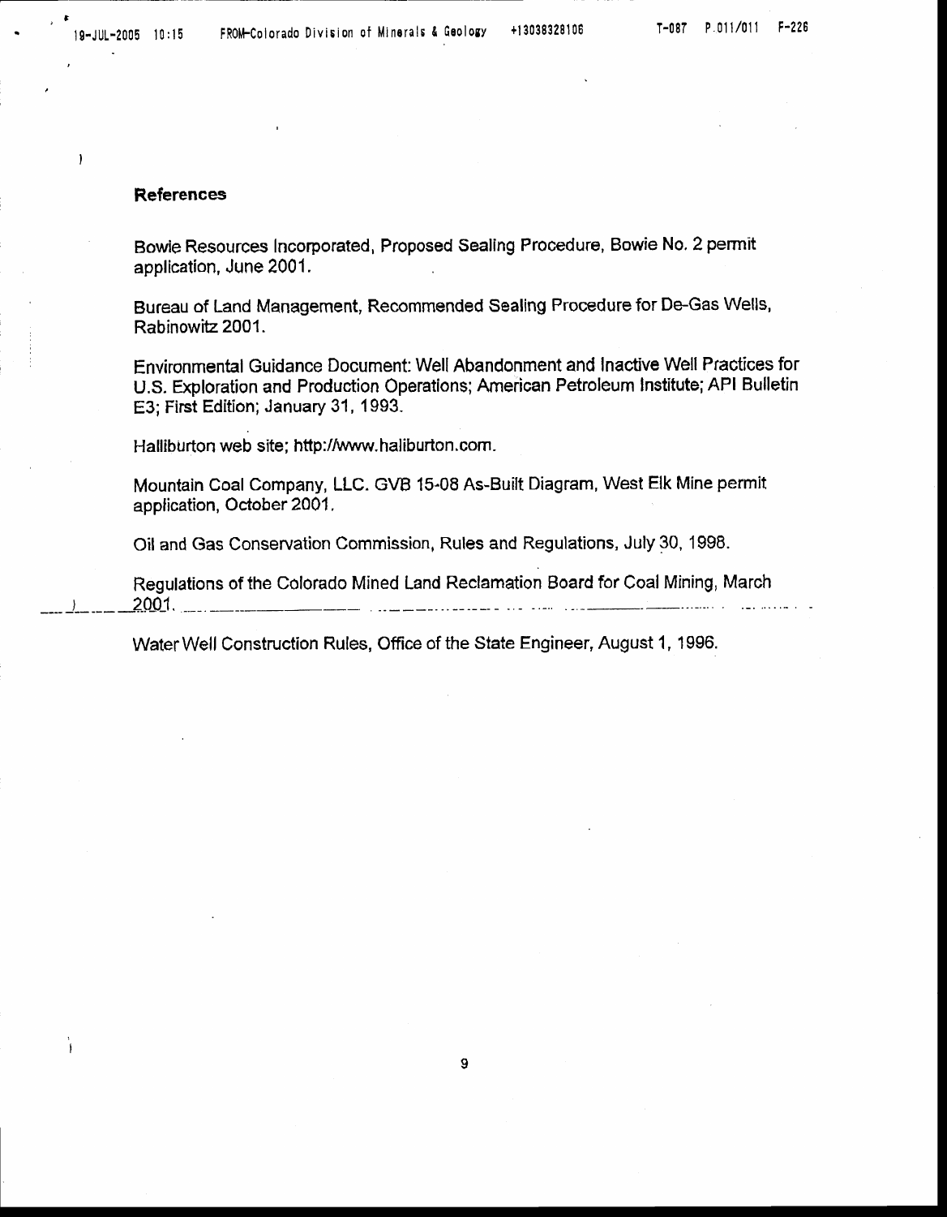## References

Bowie Resources Incorporated, Proposed Sealing Procedure, Bowie No. 2 permit application, June 2001.

Bureau of Land Management, Recommended Sealing Procedure for De-Gas Wells, Rabinowitz 2001.

Environmental Guidance Document: Well Abandonment and Inactive Well Practices for U.S. Exploration and Production Operations; American Petroleum Institute; API Bulletin E3; First Edition; January 31, 1993.

Halliburton web site; http://www.haliburton.com.

Mountain Coal Company, LLC. GVB 15-08 As-Built Diagram, West Elk Mine permit application, October 2001.

Oil and Gas Conservation Commission, Rules and Regulations, July 30, 1998.

Regulations of the Colorado Mined Land Reclamation Board for Coal Mining, March 2001.

Water Well Construction Rules, Office of the State Engineer, August 1, 1996.